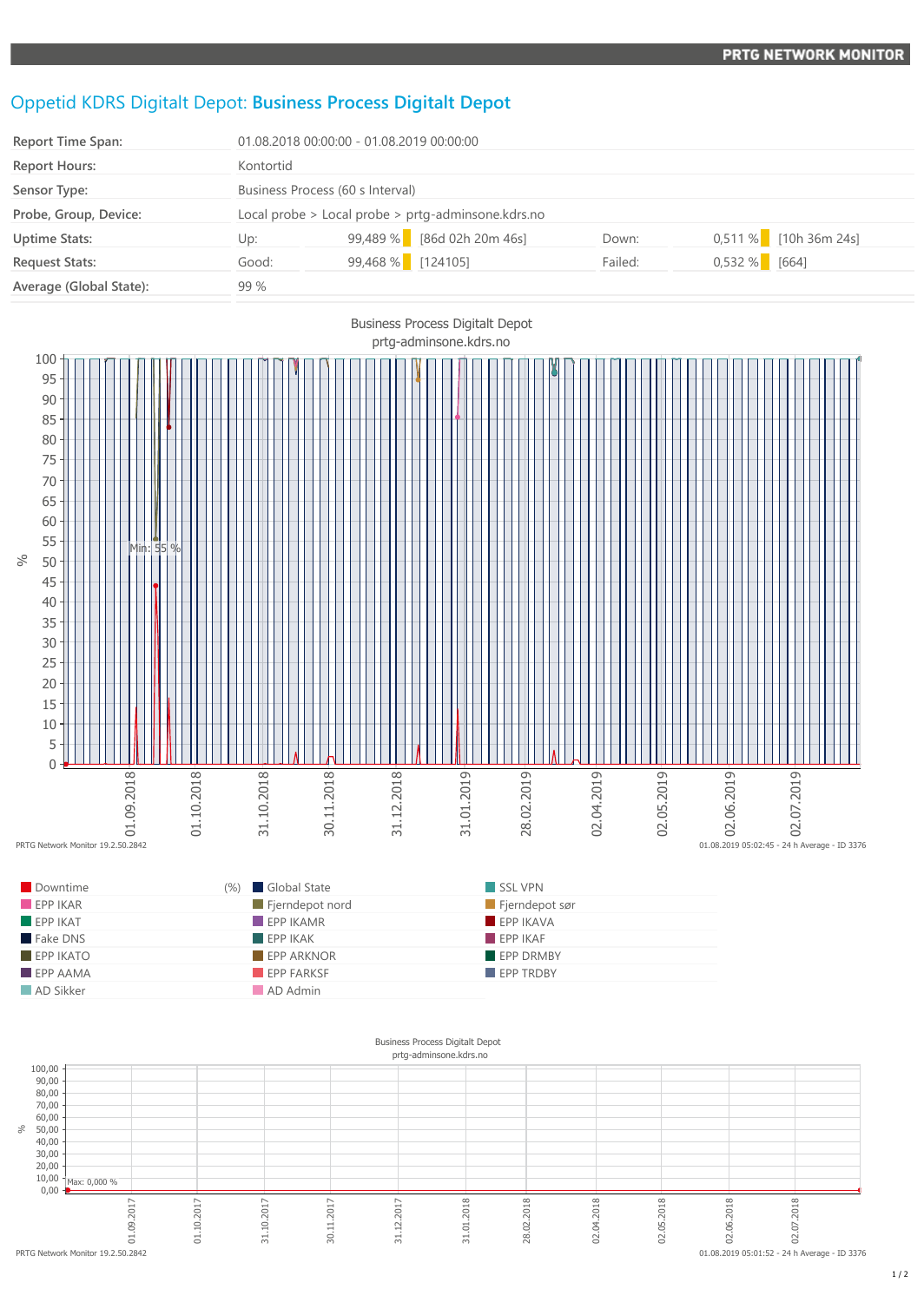# Oppetid KDRS Digitalt Depot: **Business Process Digitalt Depot**

| | | | | | |
|---|---|---|---|---|---|
| **Report Time Span:** | 01.08.2018 00:00:00 - 01.08.2019 00:00:00 | | | | |
| **Report Hours:** | Kontortid | | | | |
| **Sensor Type:** | Business Process (60 s Interval) | | | | |
| **Probe, Group, Device:** | Local probe > Local probe > prtg-adminsone.kdrs.no | | | | |
| **Uptime Stats:** | Up: | 99,489 % [86d 02h 20m 46s] | Down: | 0,511 % [10h 36m 24s] | |
| **Request Stats:** | Good: | 99,468 % [124105] | Failed: | 0,532 % [664] | |
| **Average (Global State):** | 99 % | | | | |

Business Process Digitalt Depot
prtg-adminsone.kdrs.no

Min: 55 %

PRTG Network Monitor 19.2.50.2842 — 01.08.2019 05:02:45 - 24 h Average - ID 3376

| | | |
|---|---|---|
| Downtime (%) | Global State | SSL VPN |
| EPP IKAR | Fjerndepot nord | Fjerndepot sør |
| EPP IKAT | EPP IKAMR | EPP IKAVA |
| Fake DNS | EPP IKAK | EPP IKAF |
| EPP IKATO | EPP ARKNOR | EPP DRMBY |
| EPP AAMA | EPP FARKSF | EPP TRDBY |
| AD Sikker | AD Admin | |

Business Process Digitalt Depot
prtg-adminsone.kdrs.no

Max: 0,000 %

PRTG Network Monitor 19.2.50.2842 — 01.08.2019 05:01:52 - 24 h Average - ID 3376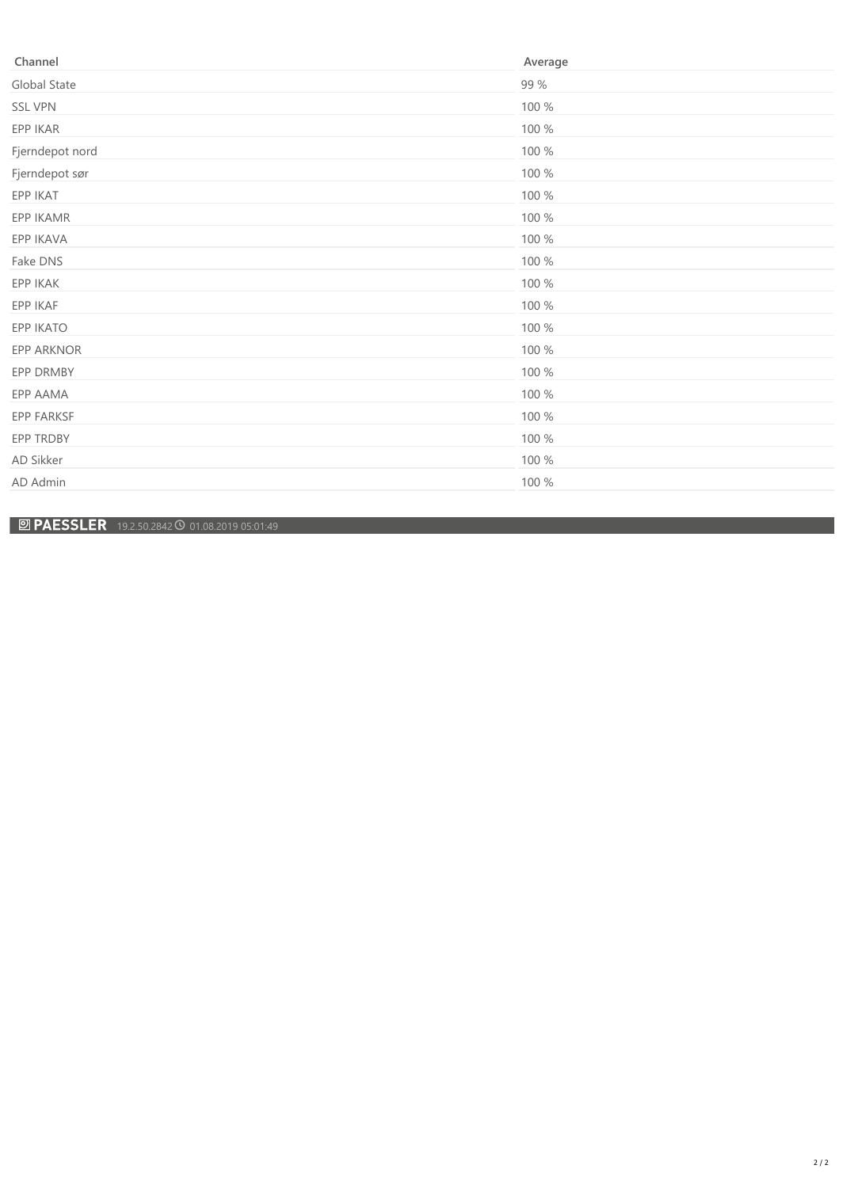| Channel | Average |
|---|---|
| Global State | 99 % |
| SSL VPN | 100 % |
| EPP IKAR | 100 % |
| Fjerndepot nord | 100 % |
| Fjerndepot sør | 100 % |
| EPP IKAT | 100 % |
| EPP IKAMR | 100 % |
| EPP IKAVA | 100 % |
| Fake DNS | 100 % |
| EPP IKAK | 100 % |
| EPP IKAF | 100 % |
| EPP IKATO | 100 % |
| EPP ARKNOR | 100 % |
| EPP DRMBY | 100 % |
| EPP AAMA | 100 % |
| EPP FARKSF | 100 % |
| EPP TRDBY | 100 % |
| AD Sikker | 100 % |
| AD Admin | 100 % |

PAESSLER 19.2.50.2842 01.08.2019 05:01:49